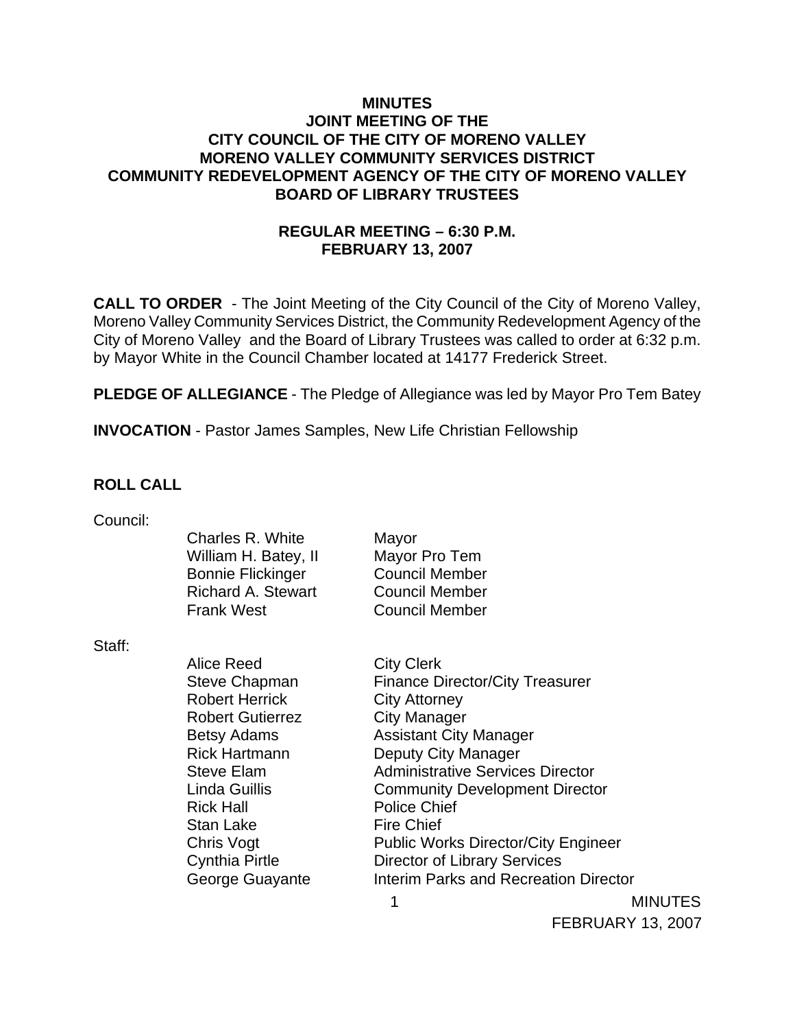# MINUTES
## JOINT MEETING OF THE
## CITY COUNCIL OF THE CITY OF MORENO VALLEY
## MORENO VALLEY COMMUNITY SERVICES DISTRICT
## COMMUNITY REDEVELOPMENT AGENCY OF THE CITY OF MORENO VALLEY
## BOARD OF LIBRARY TRUSTEES

### REGULAR MEETING – 6:30 P.M.
### FEBRUARY 13, 2007

**CALL TO ORDER** - The Joint Meeting of the City Council of the City of Moreno Valley, Moreno Valley Community Services District, the Community Redevelopment Agency of the City of Moreno Valley and the Board of Library Trustees was called to order at 6:32 p.m. by Mayor White in the Council Chamber located at 14177 Frederick Street.

**PLEDGE OF ALLEGIANCE** - The Pledge of Allegiance was led by Mayor Pro Tem Batey

**INVOCATION** - Pastor James Samples, New Life Christian Fellowship

**ROLL CALL**

Council:

| | |
|---|---|
| Charles R. White | Mayor |
| William H. Batey, II | Mayor Pro Tem |
| Bonnie Flickinger | Council Member |
| Richard A. Stewart | Council Member |
| Frank West | Council Member |

Staff:

| | |
|---|---|
| Alice Reed | City Clerk |
| Steve Chapman | Finance Director/City Treasurer |
| Robert Herrick | City Attorney |
| Robert Gutierrez | City Manager |
| Betsy Adams | Assistant City Manager |
| Rick Hartmann | Deputy City Manager |
| Steve Elam | Administrative Services Director |
| Linda Guillis | Community Development Director |
| Rick Hall | Police Chief |
| Stan Lake | Fire Chief |
| Chris Vogt | Public Works Director/City Engineer |
| Cynthia Pirtle | Director of Library Services |
| George Guayante | Interim Parks and Recreation Director |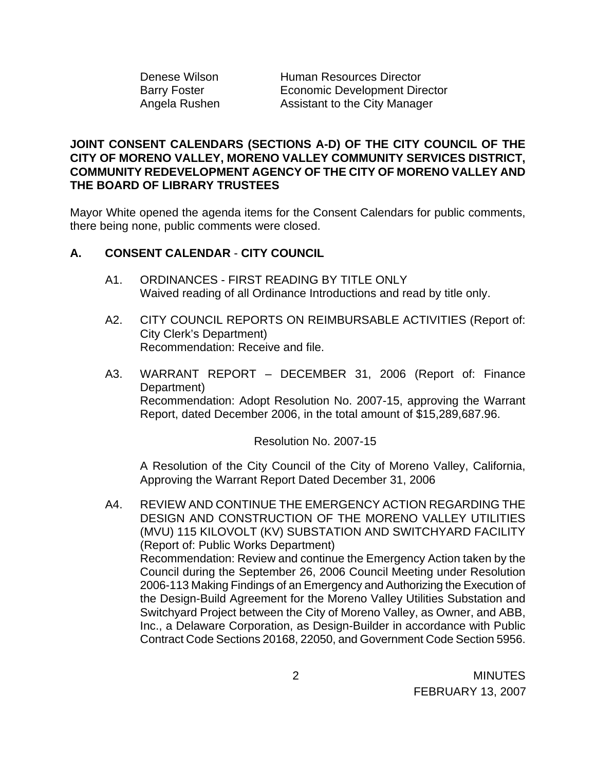| | |
|---|---|
| Denese Wilson | Human Resources Director |
| Barry Foster | Economic Development Director |
| Angela Rushen | Assistant to the City Manager |

**JOINT CONSENT CALENDARS (SECTIONS A-D) OF THE CITY COUNCIL OF THE CITY OF MORENO VALLEY, MORENO VALLEY COMMUNITY SERVICES DISTRICT, COMMUNITY REDEVELOPMENT AGENCY OF THE CITY OF MORENO VALLEY AND THE BOARD OF LIBRARY TRUSTEES**

Mayor White opened the agenda items for the Consent Calendars for public comments, there being none, public comments were closed.

**A. CONSENT CALENDAR - CITY COUNCIL**

A1. ORDINANCES - FIRST READING BY TITLE ONLY
Waived reading of all Ordinance Introductions and read by title only.

A2. CITY COUNCIL REPORTS ON REIMBURSABLE ACTIVITIES (Report of: City Clerk's Department)
Recommendation: Receive and file.

A3. WARRANT REPORT – DECEMBER 31, 2006 (Report of: Finance Department)
Recommendation: Adopt Resolution No. 2007-15, approving the Warrant Report, dated December 2006, in the total amount of $15,289,687.96.

Resolution No. 2007-15

A Resolution of the City Council of the City of Moreno Valley, California, Approving the Warrant Report Dated December 31, 2006

A4. REVIEW AND CONTINUE THE EMERGENCY ACTION REGARDING THE DESIGN AND CONSTRUCTION OF THE MORENO VALLEY UTILITIES (MVU) 115 KILOVOLT (KV) SUBSTATION AND SWITCHYARD FACILITY (Report of: Public Works Department)
Recommendation: Review and continue the Emergency Action taken by the Council during the September 26, 2006 Council Meeting under Resolution 2006-113 Making Findings of an Emergency and Authorizing the Execution of the Design-Build Agreement for the Moreno Valley Utilities Substation and Switchyard Project between the City of Moreno Valley, as Owner, and ABB, Inc., a Delaware Corporation, as Design-Builder in accordance with Public Contract Code Sections 20168, 22050, and Government Code Section 5956.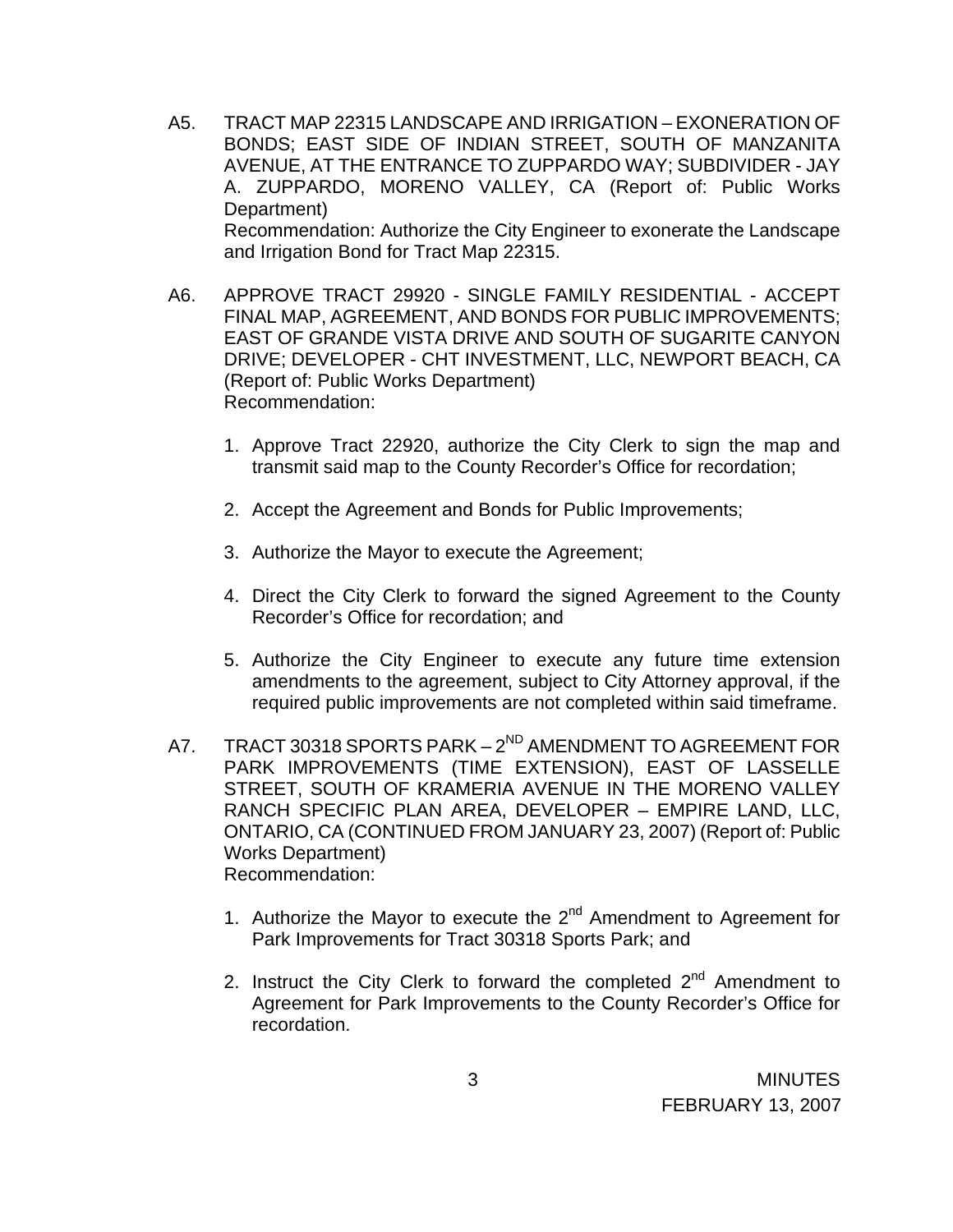A5. TRACT MAP 22315 LANDSCAPE AND IRRIGATION – EXONERATION OF BONDS; EAST SIDE OF INDIAN STREET, SOUTH OF MANZANITA AVENUE, AT THE ENTRANCE TO ZUPPARDO WAY; SUBDIVIDER - JAY A. ZUPPARDO, MORENO VALLEY, CA (Report of: Public Works Department)

Recommendation: Authorize the City Engineer to exonerate the Landscape and Irrigation Bond for Tract Map 22315.

A6. APPROVE TRACT 29920 - SINGLE FAMILY RESIDENTIAL - ACCEPT FINAL MAP, AGREEMENT, AND BONDS FOR PUBLIC IMPROVEMENTS; EAST OF GRANDE VISTA DRIVE AND SOUTH OF SUGARITE CANYON DRIVE; DEVELOPER - CHT INVESTMENT, LLC, NEWPORT BEACH, CA (Report of: Public Works Department)

Recommendation:

1. Approve Tract 22920, authorize the City Clerk to sign the map and transmit said map to the County Recorder's Office for recordation;
2. Accept the Agreement and Bonds for Public Improvements;
3. Authorize the Mayor to execute the Agreement;
4. Direct the City Clerk to forward the signed Agreement to the County Recorder's Office for recordation; and
5. Authorize the City Engineer to execute any future time extension amendments to the agreement, subject to City Attorney approval, if the required public improvements are not completed within said timeframe.

A7. TRACT 30318 SPORTS PARK – 2ND AMENDMENT TO AGREEMENT FOR PARK IMPROVEMENTS (TIME EXTENSION), EAST OF LASSELLE STREET, SOUTH OF KRAMERIA AVENUE IN THE MORENO VALLEY RANCH SPECIFIC PLAN AREA, DEVELOPER – EMPIRE LAND, LLC, ONTARIO, CA (CONTINUED FROM JANUARY 23, 2007) (Report of: Public Works Department)

Recommendation:

1. Authorize the Mayor to execute the 2nd Amendment to Agreement for Park Improvements for Tract 30318 Sports Park; and
2. Instruct the City Clerk to forward the completed 2nd Amendment to Agreement for Park Improvements to the County Recorder's Office for recordation.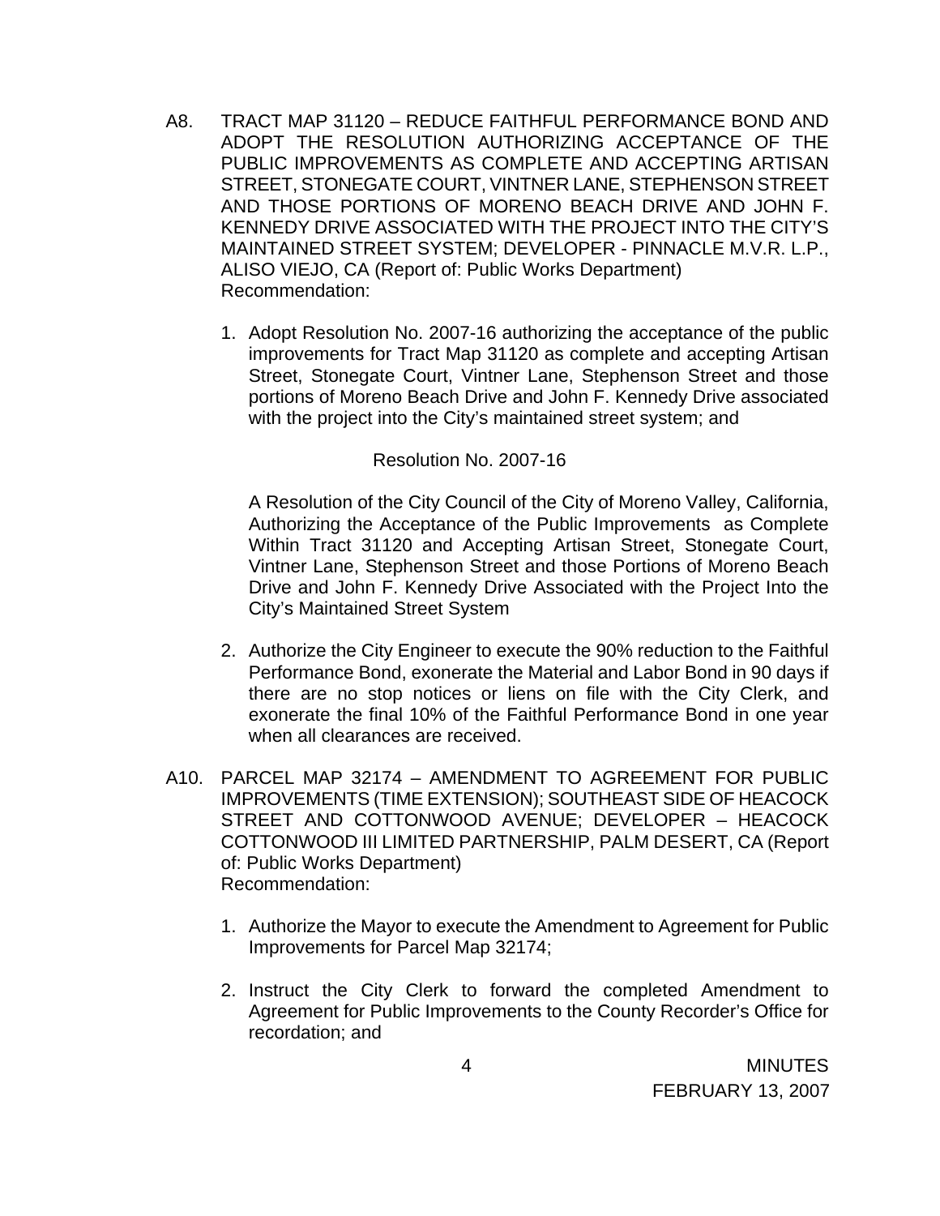A8. TRACT MAP 31120 – REDUCE FAITHFUL PERFORMANCE BOND AND ADOPT THE RESOLUTION AUTHORIZING ACCEPTANCE OF THE PUBLIC IMPROVEMENTS AS COMPLETE AND ACCEPTING ARTISAN STREET, STONEGATE COURT, VINTNER LANE, STEPHENSON STREET AND THOSE PORTIONS OF MORENO BEACH DRIVE AND JOHN F. KENNEDY DRIVE ASSOCIATED WITH THE PROJECT INTO THE CITY'S MAINTAINED STREET SYSTEM; DEVELOPER - PINNACLE M.V.R. L.P., ALISO VIEJO, CA (Report of: Public Works Department)
Recommendation:

1. Adopt Resolution No. 2007-16 authorizing the acceptance of the public improvements for Tract Map 31120 as complete and accepting Artisan Street, Stonegate Court, Vintner Lane, Stephenson Street and those portions of Moreno Beach Drive and John F. Kennedy Drive associated with the project into the City's maintained street system; and

   Resolution No. 2007-16

   A Resolution of the City Council of the City of Moreno Valley, California, Authorizing the Acceptance of the Public Improvements as Complete Within Tract 31120 and Accepting Artisan Street, Stonegate Court, Vintner Lane, Stephenson Street and those Portions of Moreno Beach Drive and John F. Kennedy Drive Associated with the Project Into the City's Maintained Street System

2. Authorize the City Engineer to execute the 90% reduction to the Faithful Performance Bond, exonerate the Material and Labor Bond in 90 days if there are no stop notices or liens on file with the City Clerk, and exonerate the final 10% of the Faithful Performance Bond in one year when all clearances are received.

A10. PARCEL MAP 32174 – AMENDMENT TO AGREEMENT FOR PUBLIC IMPROVEMENTS (TIME EXTENSION); SOUTHEAST SIDE OF HEACOCK STREET AND COTTONWOOD AVENUE; DEVELOPER – HEACOCK COTTONWOOD III LIMITED PARTNERSHIP, PALM DESERT, CA (Report of: Public Works Department)
Recommendation:

1. Authorize the Mayor to execute the Amendment to Agreement for Public Improvements for Parcel Map 32174;

2. Instruct the City Clerk to forward the completed Amendment to Agreement for Public Improvements to the County Recorder's Office for recordation; and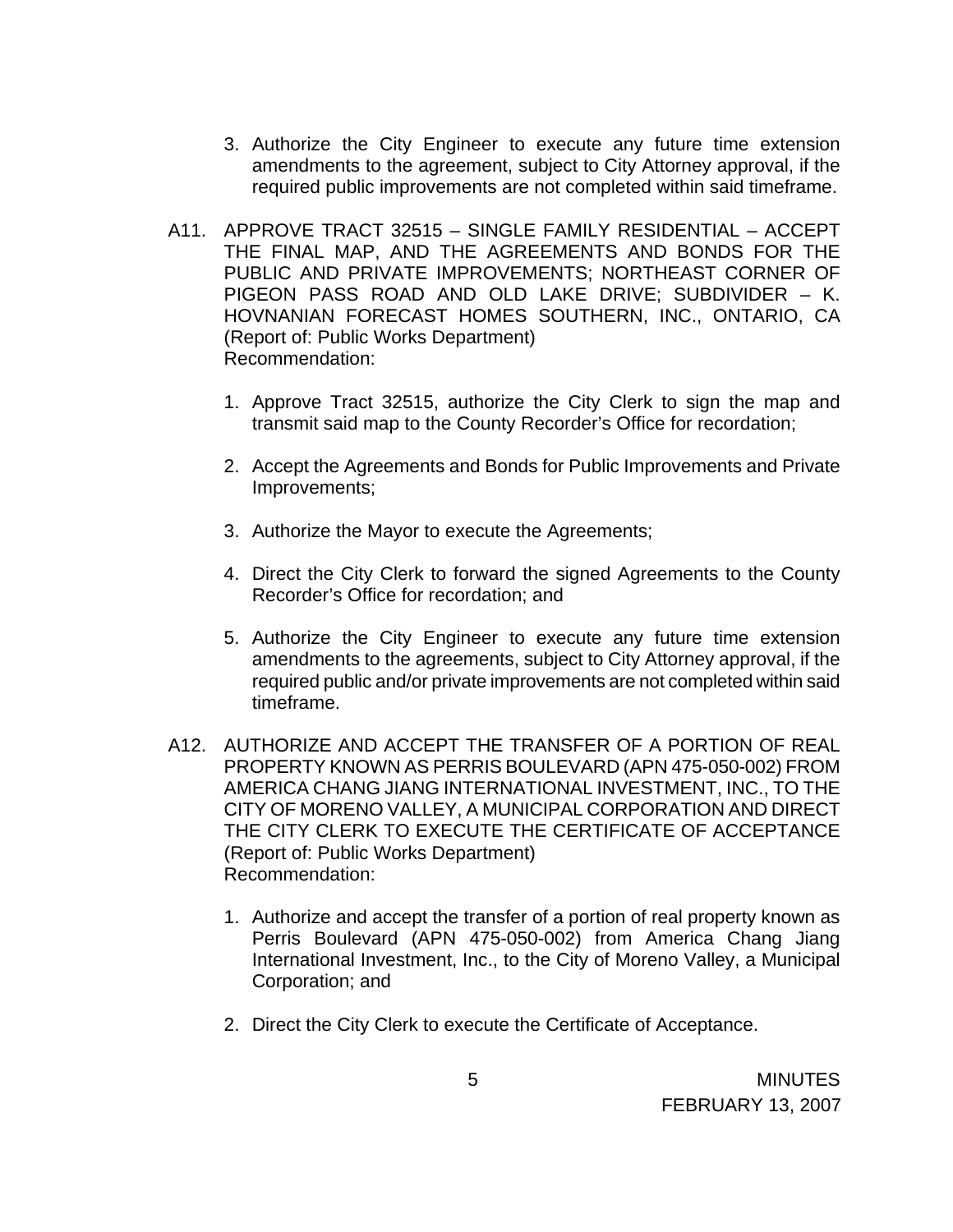3. Authorize the City Engineer to execute any future time extension amendments to the agreement, subject to City Attorney approval, if the required public improvements are not completed within said timeframe.

A11. APPROVE TRACT 32515 – SINGLE FAMILY RESIDENTIAL – ACCEPT THE FINAL MAP, AND THE AGREEMENTS AND BONDS FOR THE PUBLIC AND PRIVATE IMPROVEMENTS; NORTHEAST CORNER OF PIGEON PASS ROAD AND OLD LAKE DRIVE; SUBDIVIDER – K. HOVNANIAN FORECAST HOMES SOUTHERN, INC., ONTARIO, CA (Report of: Public Works Department)
Recommendation:

1. Approve Tract 32515, authorize the City Clerk to sign the map and transmit said map to the County Recorder's Office for recordation;

2. Accept the Agreements and Bonds for Public Improvements and Private Improvements;

3. Authorize the Mayor to execute the Agreements;

4. Direct the City Clerk to forward the signed Agreements to the County Recorder's Office for recordation; and

5. Authorize the City Engineer to execute any future time extension amendments to the agreements, subject to City Attorney approval, if the required public and/or private improvements are not completed within said timeframe.

A12. AUTHORIZE AND ACCEPT THE TRANSFER OF A PORTION OF REAL PROPERTY KNOWN AS PERRIS BOULEVARD (APN 475-050-002) FROM AMERICA CHANG JIANG INTERNATIONAL INVESTMENT, INC., TO THE CITY OF MORENO VALLEY, A MUNICIPAL CORPORATION AND DIRECT THE CITY CLERK TO EXECUTE THE CERTIFICATE OF ACCEPTANCE (Report of: Public Works Department)
Recommendation:

1. Authorize and accept the transfer of a portion of real property known as Perris Boulevard (APN 475-050-002) from America Chang Jiang International Investment, Inc., to the City of Moreno Valley, a Municipal Corporation; and

2. Direct the City Clerk to execute the Certificate of Acceptance.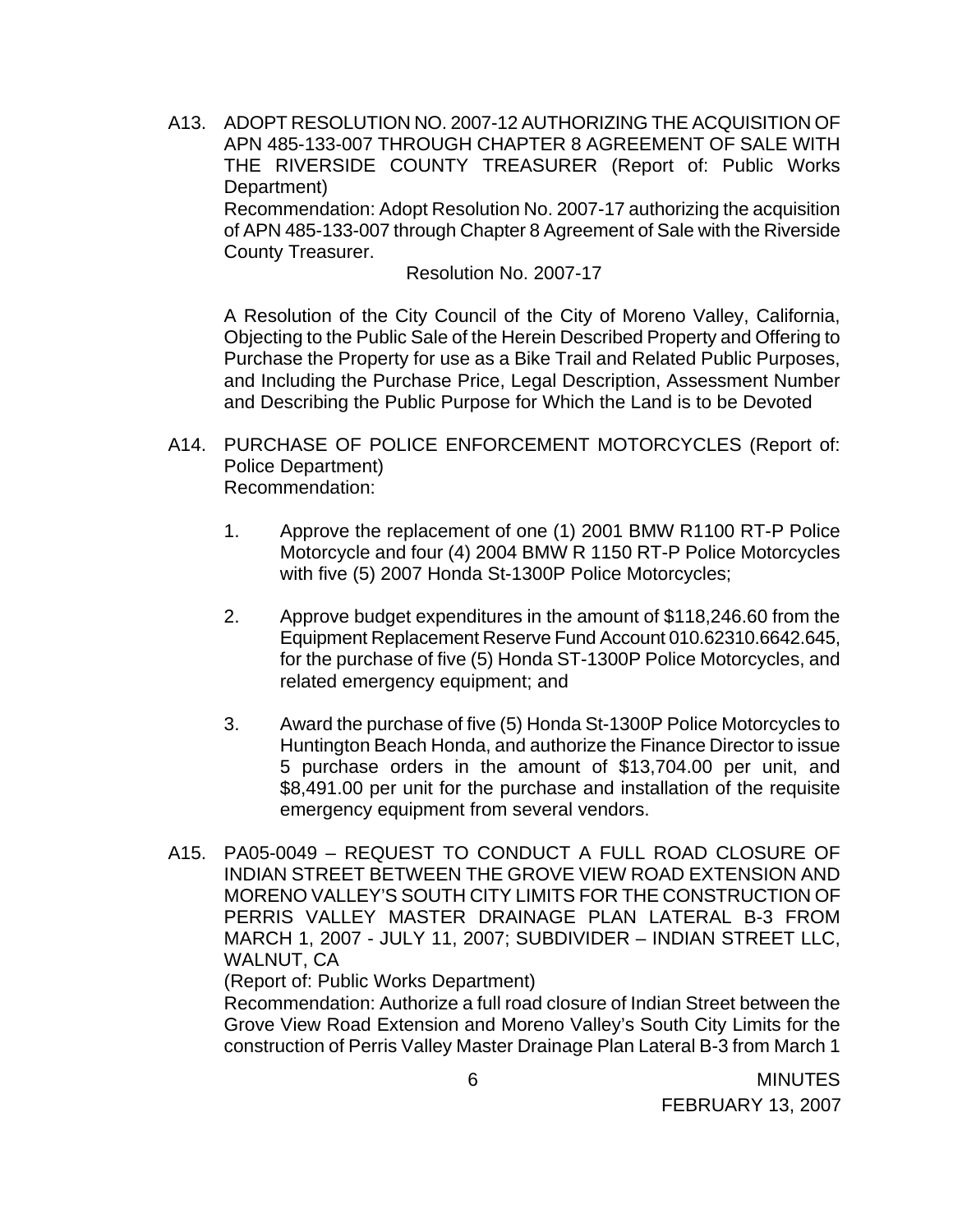A13. ADOPT RESOLUTION NO. 2007-12 AUTHORIZING THE ACQUISITION OF APN 485-133-007 THROUGH CHAPTER 8 AGREEMENT OF SALE WITH THE RIVERSIDE COUNTY TREASURER (Report of: Public Works Department)
Recommendation: Adopt Resolution No. 2007-17 authorizing the acquisition of APN 485-133-007 through Chapter 8 Agreement of Sale with the Riverside County Treasurer.

Resolution No. 2007-17

A Resolution of the City Council of the City of Moreno Valley, California, Objecting to the Public Sale of the Herein Described Property and Offering to Purchase the Property for use as a Bike Trail and Related Public Purposes, and Including the Purchase Price, Legal Description, Assessment Number and Describing the Public Purpose for Which the Land is to be Devoted

A14. PURCHASE OF POLICE ENFORCEMENT MOTORCYCLES (Report of: Police Department)
Recommendation:

1. Approve the replacement of one (1) 2001 BMW R1100 RT-P Police Motorcycle and four (4) 2004 BMW R 1150 RT-P Police Motorcycles with five (5) 2007 Honda St-1300P Police Motorcycles;

2. Approve budget expenditures in the amount of $118,246.60 from the Equipment Replacement Reserve Fund Account 010.62310.6642.645, for the purchase of five (5) Honda ST-1300P Police Motorcycles, and related emergency equipment; and

3. Award the purchase of five (5) Honda St-1300P Police Motorcycles to Huntington Beach Honda, and authorize the Finance Director to issue 5 purchase orders in the amount of $13,704.00 per unit, and $8,491.00 per unit for the purchase and installation of the requisite emergency equipment from several vendors.

A15. PA05-0049 – REQUEST TO CONDUCT A FULL ROAD CLOSURE OF INDIAN STREET BETWEEN THE GROVE VIEW ROAD EXTENSION AND MORENO VALLEY'S SOUTH CITY LIMITS FOR THE CONSTRUCTION OF PERRIS VALLEY MASTER DRAINAGE PLAN LATERAL B-3 FROM MARCH 1, 2007 - JULY 11, 2007; SUBDIVIDER – INDIAN STREET LLC, WALNUT, CA
(Report of: Public Works Department)
Recommendation: Authorize a full road closure of Indian Street between the Grove View Road Extension and Moreno Valley's South City Limits for the construction of Perris Valley Master Drainage Plan Lateral B-3 from March 1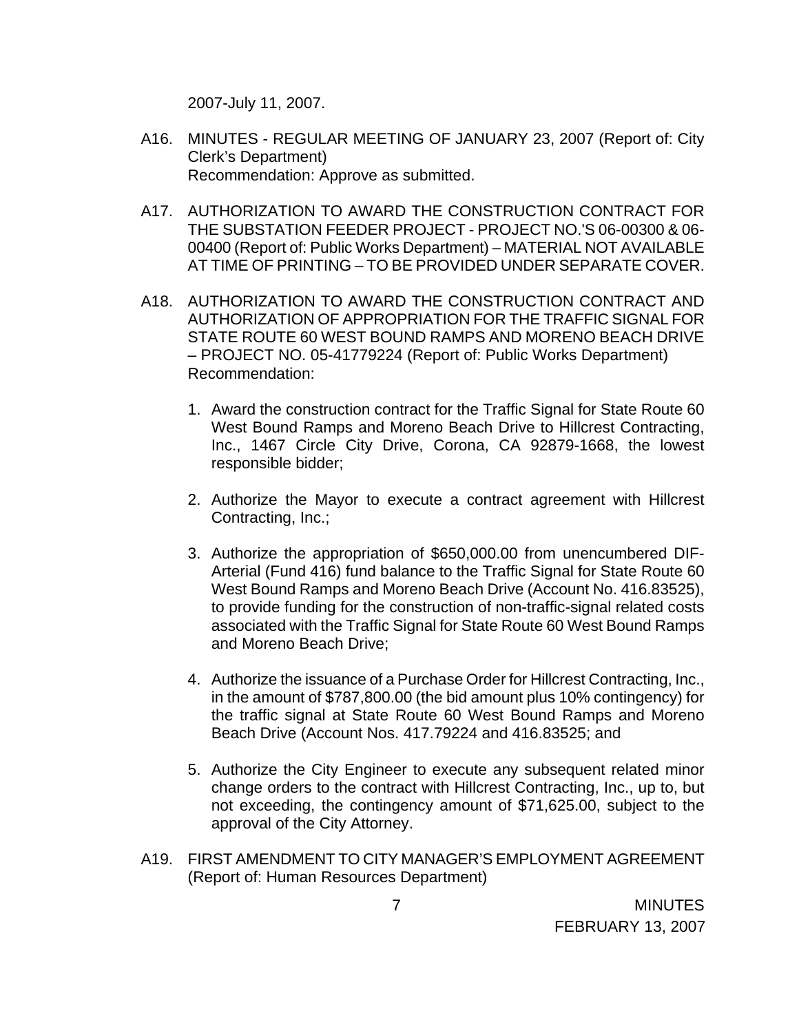2007-July 11, 2007.

A16. MINUTES - REGULAR MEETING OF JANUARY 23, 2007 (Report of: City Clerk's Department)
Recommendation: Approve as submitted.

A17. AUTHORIZATION TO AWARD THE CONSTRUCTION CONTRACT FOR THE SUBSTATION FEEDER PROJECT - PROJECT NO.'S 06-00300 & 06-00400 (Report of: Public Works Department) – MATERIAL NOT AVAILABLE AT TIME OF PRINTING – TO BE PROVIDED UNDER SEPARATE COVER.

A18. AUTHORIZATION TO AWARD THE CONSTRUCTION CONTRACT AND AUTHORIZATION OF APPROPRIATION FOR THE TRAFFIC SIGNAL FOR STATE ROUTE 60 WEST BOUND RAMPS AND MORENO BEACH DRIVE – PROJECT NO. 05-41779224 (Report of: Public Works Department)
Recommendation:

1. Award the construction contract for the Traffic Signal for State Route 60 West Bound Ramps and Moreno Beach Drive to Hillcrest Contracting, Inc., 1467 Circle City Drive, Corona, CA 92879-1668, the lowest responsible bidder;

2. Authorize the Mayor to execute a contract agreement with Hillcrest Contracting, Inc.;

3. Authorize the appropriation of $650,000.00 from unencumbered DIF-Arterial (Fund 416) fund balance to the Traffic Signal for State Route 60 West Bound Ramps and Moreno Beach Drive (Account No. 416.83525), to provide funding for the construction of non-traffic-signal related costs associated with the Traffic Signal for State Route 60 West Bound Ramps and Moreno Beach Drive;

4. Authorize the issuance of a Purchase Order for Hillcrest Contracting, Inc., in the amount of $787,800.00 (the bid amount plus 10% contingency) for the traffic signal at State Route 60 West Bound Ramps and Moreno Beach Drive (Account Nos. 417.79224 and 416.83525; and

5. Authorize the City Engineer to execute any subsequent related minor change orders to the contract with Hillcrest Contracting, Inc., up to, but not exceeding, the contingency amount of $71,625.00, subject to the approval of the City Attorney.

A19. FIRST AMENDMENT TO CITY MANAGER'S EMPLOYMENT AGREEMENT (Report of: Human Resources Department)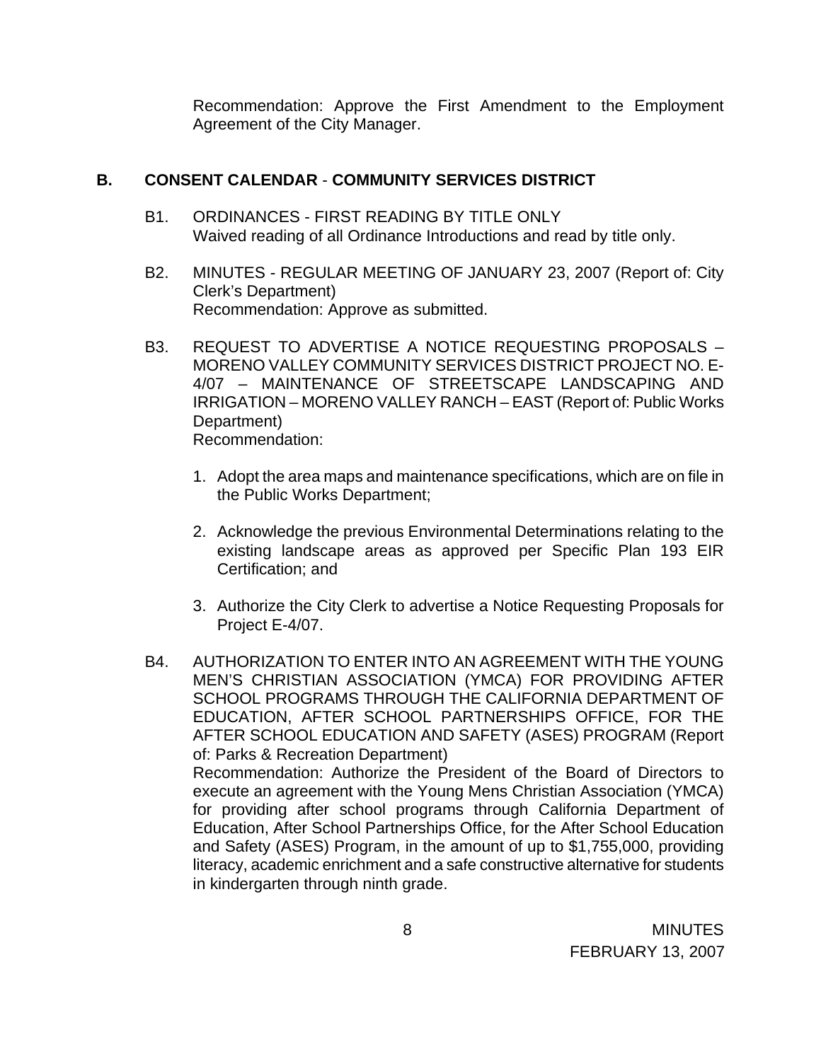Recommendation: Approve the First Amendment to the Employment Agreement of the City Manager.

## B. CONSENT CALENDAR - COMMUNITY SERVICES DISTRICT

B1. ORDINANCES - FIRST READING BY TITLE ONLY
Waived reading of all Ordinance Introductions and read by title only.

B2. MINUTES - REGULAR MEETING OF JANUARY 23, 2007 (Report of: City Clerk's Department)
Recommendation: Approve as submitted.

B3. REQUEST TO ADVERTISE A NOTICE REQUESTING PROPOSALS – MORENO VALLEY COMMUNITY SERVICES DISTRICT PROJECT NO. E-4/07 – MAINTENANCE OF STREETSCAPE LANDSCAPING AND IRRIGATION – MORENO VALLEY RANCH – EAST (Report of: Public Works Department)
Recommendation:

1. Adopt the area maps and maintenance specifications, which are on file in the Public Works Department;
2. Acknowledge the previous Environmental Determinations relating to the existing landscape areas as approved per Specific Plan 193 EIR Certification; and
3. Authorize the City Clerk to advertise a Notice Requesting Proposals for Project E-4/07.

B4. AUTHORIZATION TO ENTER INTO AN AGREEMENT WITH THE YOUNG MEN'S CHRISTIAN ASSOCIATION (YMCA) FOR PROVIDING AFTER SCHOOL PROGRAMS THROUGH THE CALIFORNIA DEPARTMENT OF EDUCATION, AFTER SCHOOL PARTNERSHIPS OFFICE, FOR THE AFTER SCHOOL EDUCATION AND SAFETY (ASES) PROGRAM (Report of: Parks & Recreation Department)
Recommendation: Authorize the President of the Board of Directors to execute an agreement with the Young Mens Christian Association (YMCA) for providing after school programs through California Department of Education, After School Partnerships Office, for the After School Education and Safety (ASES) Program, in the amount of up to $1,755,000, providing literacy, academic enrichment and a safe constructive alternative for students in kindergarten through ninth grade.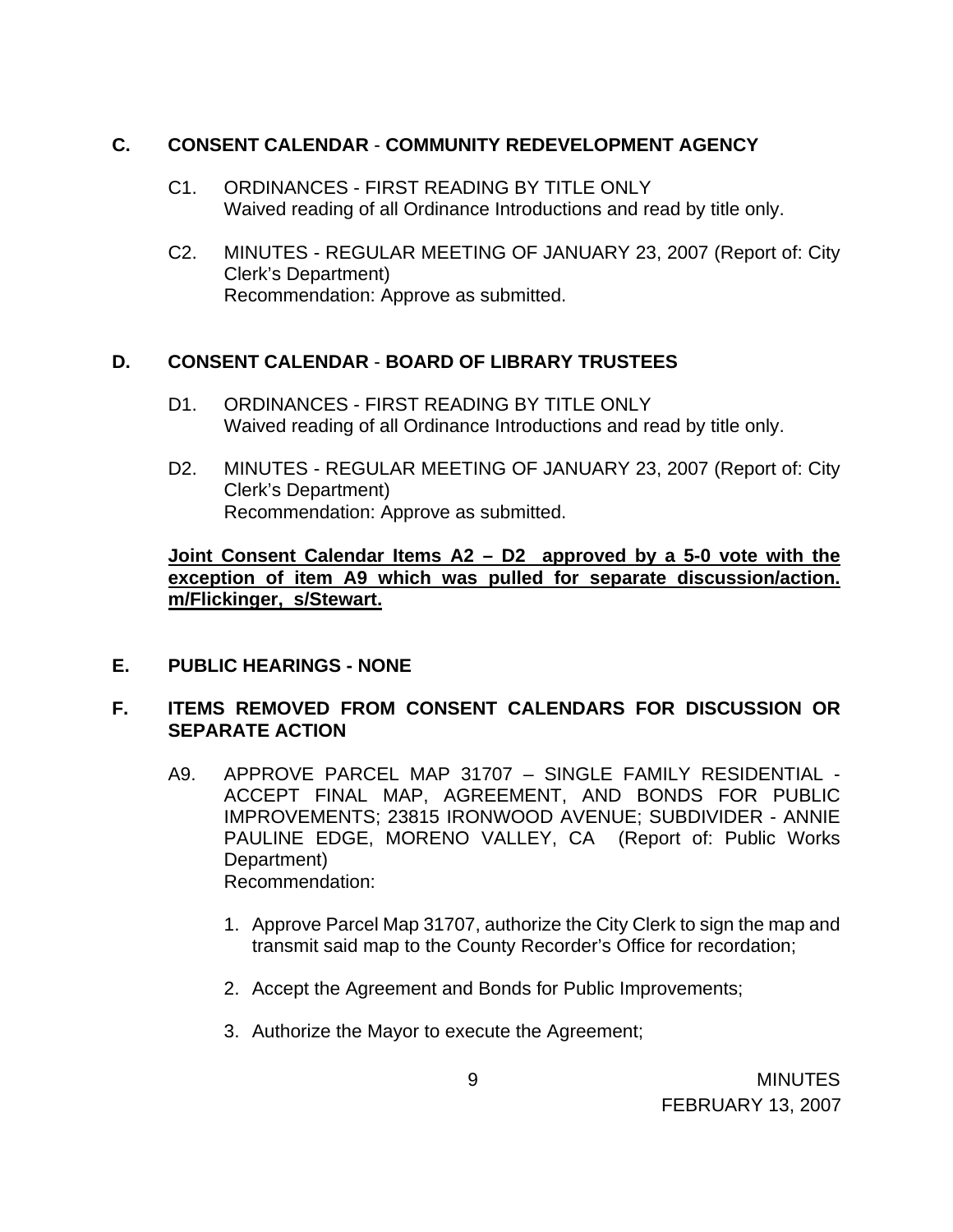## C. CONSENT CALENDAR - COMMUNITY REDEVELOPMENT AGENCY

C1. ORDINANCES - FIRST READING BY TITLE ONLY
Waived reading of all Ordinance Introductions and read by title only.

C2. MINUTES - REGULAR MEETING OF JANUARY 23, 2007 (Report of: City Clerk's Department)
Recommendation: Approve as submitted.

## D. CONSENT CALENDAR - BOARD OF LIBRARY TRUSTEES

D1. ORDINANCES - FIRST READING BY TITLE ONLY
Waived reading of all Ordinance Introductions and read by title only.

D2. MINUTES - REGULAR MEETING OF JANUARY 23, 2007 (Report of: City Clerk's Department)
Recommendation: Approve as submitted.

**Joint Consent Calendar Items A2 – D2 approved by a 5-0 vote with the exception of item A9 which was pulled for separate discussion/action. m/Flickinger, s/Stewart.**

## E. PUBLIC HEARINGS - NONE

## F. ITEMS REMOVED FROM CONSENT CALENDARS FOR DISCUSSION OR SEPARATE ACTION

A9. APPROVE PARCEL MAP 31707 – SINGLE FAMILY RESIDENTIAL - ACCEPT FINAL MAP, AGREEMENT, AND BONDS FOR PUBLIC IMPROVEMENTS; 23815 IRONWOOD AVENUE; SUBDIVIDER - ANNIE PAULINE EDGE, MORENO VALLEY, CA (Report of: Public Works Department)
Recommendation:

1. Approve Parcel Map 31707, authorize the City Clerk to sign the map and transmit said map to the County Recorder's Office for recordation;

2. Accept the Agreement and Bonds for Public Improvements;

3. Authorize the Mayor to execute the Agreement;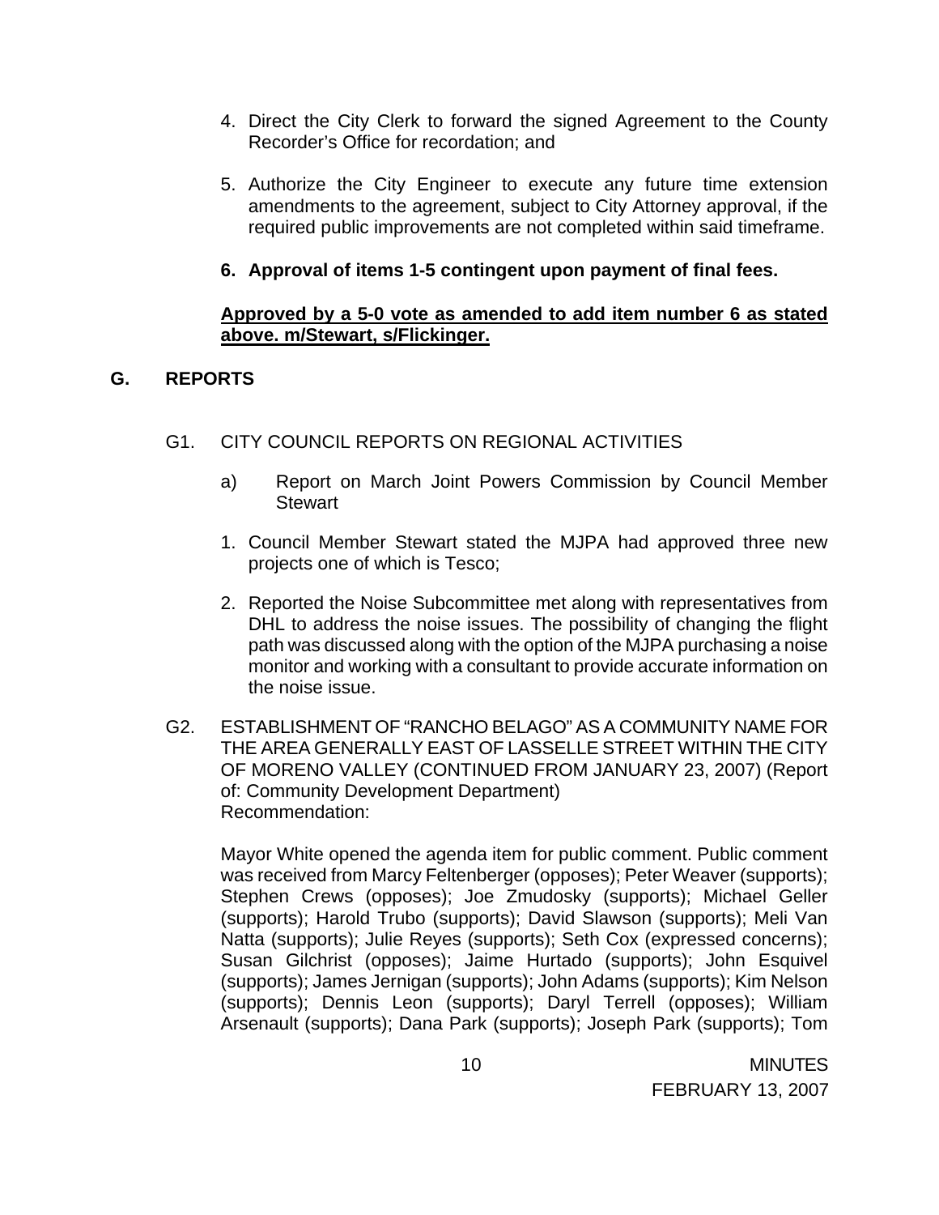4. Direct the City Clerk to forward the signed Agreement to the County Recorder's Office for recordation; and

5. Authorize the City Engineer to execute any future time extension amendments to the agreement, subject to City Attorney approval, if the required public improvements are not completed within said timeframe.

6. **Approval of items 1-5 contingent upon payment of final fees.**

**Approved by a 5-0 vote as amended to add item number 6 as stated above. m/Stewart, s/Flickinger.**

## G. REPORTS

G1. CITY COUNCIL REPORTS ON REGIONAL ACTIVITIES

a) Report on March Joint Powers Commission by Council Member Stewart

1. Council Member Stewart stated the MJPA had approved three new projects one of which is Tesco;

2. Reported the Noise Subcommittee met along with representatives from DHL to address the noise issues. The possibility of changing the flight path was discussed along with the option of the MJPA purchasing a noise monitor and working with a consultant to provide accurate information on the noise issue.

G2. ESTABLISHMENT OF "RANCHO BELAGO" AS A COMMUNITY NAME FOR THE AREA GENERALLY EAST OF LASSELLE STREET WITHIN THE CITY OF MORENO VALLEY (CONTINUED FROM JANUARY 23, 2007) (Report of: Community Development Department)
Recommendation:

Mayor White opened the agenda item for public comment. Public comment was received from Marcy Feltenberger (opposes); Peter Weaver (supports); Stephen Crews (opposes); Joe Zmudosky (supports); Michael Geller (supports); Harold Trubo (supports); David Slawson (supports); Meli Van Natta (supports); Julie Reyes (supports); Seth Cox (expressed concerns); Susan Gilchrist (opposes); Jaime Hurtado (supports); John Esquivel (supports); James Jernigan (supports); John Adams (supports); Kim Nelson (supports); Dennis Leon (supports); Daryl Terrell (opposes); William Arsenault (supports); Dana Park (supports); Joseph Park (supports); Tom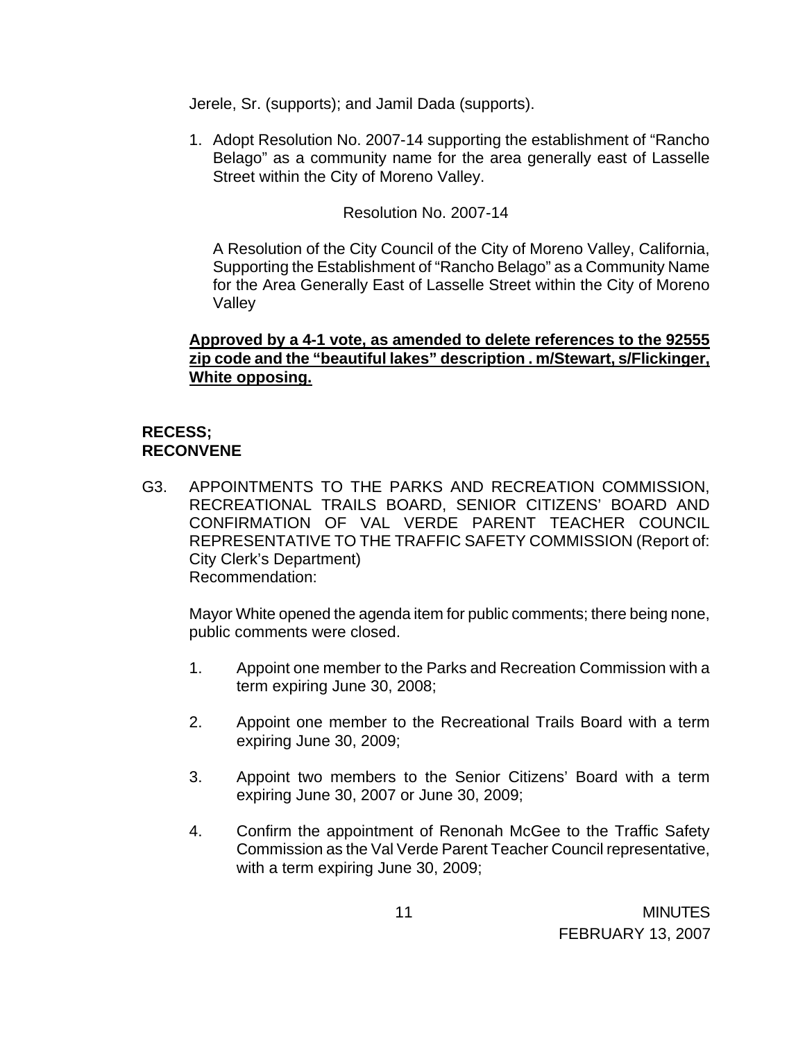Jerele, Sr. (supports); and Jamil Dada (supports).

1. Adopt Resolution No. 2007-14 supporting the establishment of “Rancho Belago” as a community name for the area generally east of Lasselle Street within the City of Moreno Valley.

Resolution No. 2007-14

A Resolution of the City Council of the City of Moreno Valley, California, Supporting the Establishment of “Rancho Belago” as a Community Name for the Area Generally East of Lasselle Street within the City of Moreno Valley

**Approved by a 4-1 vote, as amended to delete references to the 92555 zip code and the “beautiful lakes” description . m/Stewart, s/Flickinger, White opposing.**

**RECESS;**
**RECONVENE**

G3. APPOINTMENTS TO THE PARKS AND RECREATION COMMISSION, RECREATIONAL TRAILS BOARD, SENIOR CITIZENS’ BOARD AND CONFIRMATION OF VAL VERDE PARENT TEACHER COUNCIL REPRESENTATIVE TO THE TRAFFIC SAFETY COMMISSION (Report of: City Clerk’s Department)
Recommendation:

Mayor White opened the agenda item for public comments; there being none, public comments were closed.

1. Appoint one member to the Parks and Recreation Commission with a term expiring June 30, 2008;

2. Appoint one member to the Recreational Trails Board with a term expiring June 30, 2009;

3. Appoint two members to the Senior Citizens’ Board with a term expiring June 30, 2007 or June 30, 2009;

4. Confirm the appointment of Renonah McGee to the Traffic Safety Commission as the Val Verde Parent Teacher Council representative, with a term expiring June 30, 2009;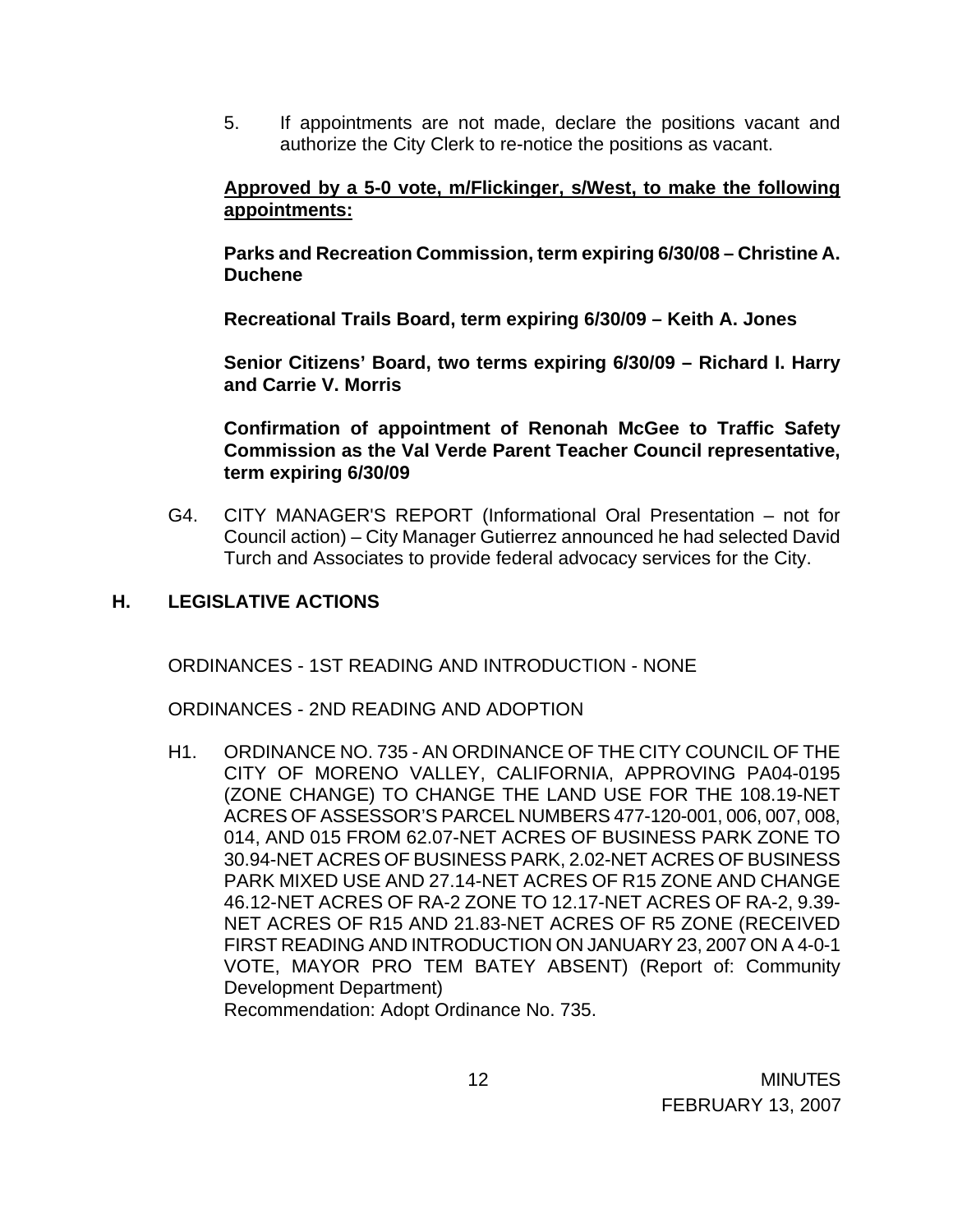5. If appointments are not made, declare the positions vacant and authorize the City Clerk to re-notice the positions as vacant.

**Approved by a 5-0 vote, m/Flickinger, s/West, to make the following appointments:**

**Parks and Recreation Commission, term expiring 6/30/08 – Christine A. Duchene**

**Recreational Trails Board, term expiring 6/30/09 – Keith A. Jones**

**Senior Citizens' Board, two terms expiring 6/30/09 – Richard I. Harry and Carrie V. Morris**

**Confirmation of appointment of Renonah McGee to Traffic Safety Commission as the Val Verde Parent Teacher Council representative, term expiring 6/30/09**

G4. CITY MANAGER'S REPORT (Informational Oral Presentation – not for Council action) – City Manager Gutierrez announced he had selected David Turch and Associates to provide federal advocacy services for the City.

## H. LEGISLATIVE ACTIONS

ORDINANCES - 1ST READING AND INTRODUCTION - NONE

ORDINANCES - 2ND READING AND ADOPTION

H1. ORDINANCE NO. 735 - AN ORDINANCE OF THE CITY COUNCIL OF THE CITY OF MORENO VALLEY, CALIFORNIA, APPROVING PA04-0195 (ZONE CHANGE) TO CHANGE THE LAND USE FOR THE 108.19-NET ACRES OF ASSESSOR'S PARCEL NUMBERS 477-120-001, 006, 007, 008, 014, AND 015 FROM 62.07-NET ACRES OF BUSINESS PARK ZONE TO 30.94-NET ACRES OF BUSINESS PARK, 2.02-NET ACRES OF BUSINESS PARK MIXED USE AND 27.14-NET ACRES OF R15 ZONE AND CHANGE 46.12-NET ACRES OF RA-2 ZONE TO 12.17-NET ACRES OF RA-2, 9.39-NET ACRES OF R15 AND 21.83-NET ACRES OF R5 ZONE (RECEIVED FIRST READING AND INTRODUCTION ON JANUARY 23, 2007 ON A 4-0-1 VOTE, MAYOR PRO TEM BATEY ABSENT) (Report of: Community Development Department)
Recommendation: Adopt Ordinance No. 735.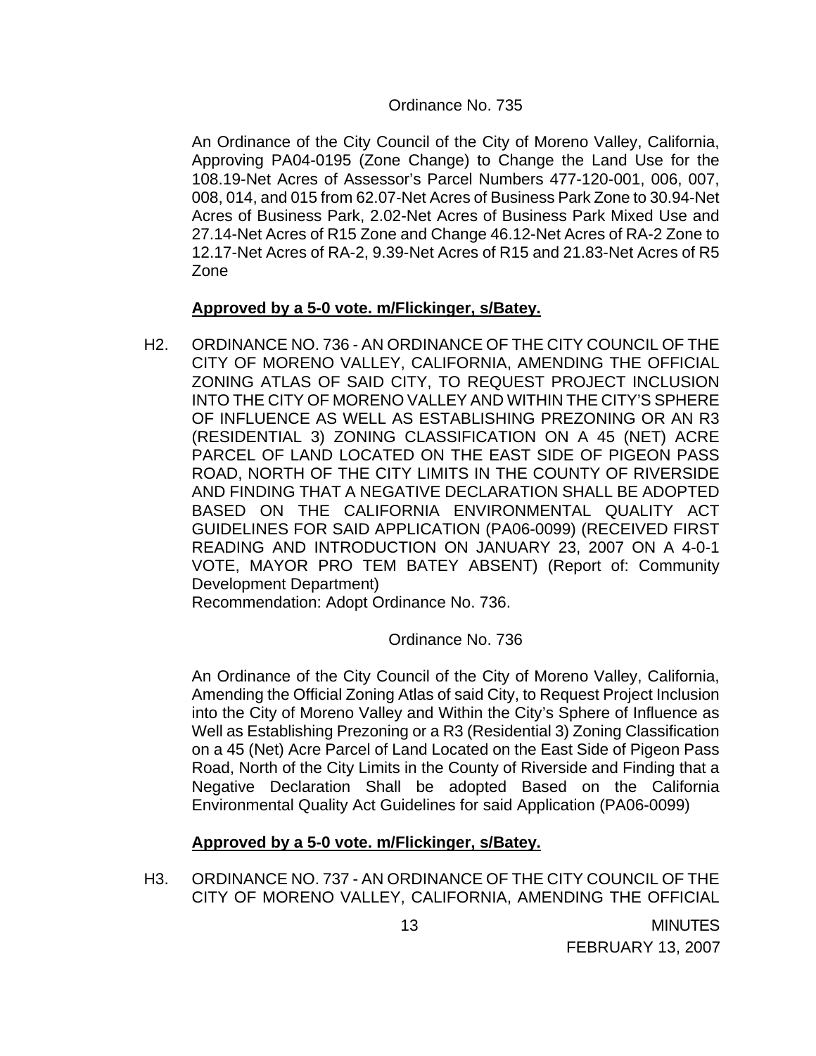Ordinance No. 735

An Ordinance of the City Council of the City of Moreno Valley, California, Approving PA04-0195 (Zone Change) to Change the Land Use for the 108.19-Net Acres of Assessor's Parcel Numbers 477-120-001, 006, 007, 008, 014, and 015 from 62.07-Net Acres of Business Park Zone to 30.94-Net Acres of Business Park, 2.02-Net Acres of Business Park Mixed Use and 27.14-Net Acres of R15 Zone and Change 46.12-Net Acres of RA-2 Zone to 12.17-Net Acres of RA-2, 9.39-Net Acres of R15 and 21.83-Net Acres of R5 Zone

**Approved by a 5-0 vote. m/Flickinger, s/Batey.**

H2. ORDINANCE NO. 736 - AN ORDINANCE OF THE CITY COUNCIL OF THE CITY OF MORENO VALLEY, CALIFORNIA, AMENDING THE OFFICIAL ZONING ATLAS OF SAID CITY, TO REQUEST PROJECT INCLUSION INTO THE CITY OF MORENO VALLEY AND WITHIN THE CITY'S SPHERE OF INFLUENCE AS WELL AS ESTABLISHING PREZONING OR AN R3 (RESIDENTIAL 3) ZONING CLASSIFICATION ON A 45 (NET) ACRE PARCEL OF LAND LOCATED ON THE EAST SIDE OF PIGEON PASS ROAD, NORTH OF THE CITY LIMITS IN THE COUNTY OF RIVERSIDE AND FINDING THAT A NEGATIVE DECLARATION SHALL BE ADOPTED BASED ON THE CALIFORNIA ENVIRONMENTAL QUALITY ACT GUIDELINES FOR SAID APPLICATION (PA06-0099) (RECEIVED FIRST READING AND INTRODUCTION ON JANUARY 23, 2007 ON A 4-0-1 VOTE, MAYOR PRO TEM BATEY ABSENT) (Report of: Community Development Department)
Recommendation: Adopt Ordinance No. 736.

Ordinance No. 736

An Ordinance of the City Council of the City of Moreno Valley, California, Amending the Official Zoning Atlas of said City, to Request Project Inclusion into the City of Moreno Valley and Within the City's Sphere of Influence as Well as Establishing Prezoning or a R3 (Residential 3) Zoning Classification on a 45 (Net) Acre Parcel of Land Located on the East Side of Pigeon Pass Road, North of the City Limits in the County of Riverside and Finding that a Negative Declaration Shall be adopted Based on the California Environmental Quality Act Guidelines for said Application (PA06-0099)

**Approved by a 5-0 vote. m/Flickinger, s/Batey.**

H3. ORDINANCE NO. 737 - AN ORDINANCE OF THE CITY COUNCIL OF THE CITY OF MORENO VALLEY, CALIFORNIA, AMENDING THE OFFICIAL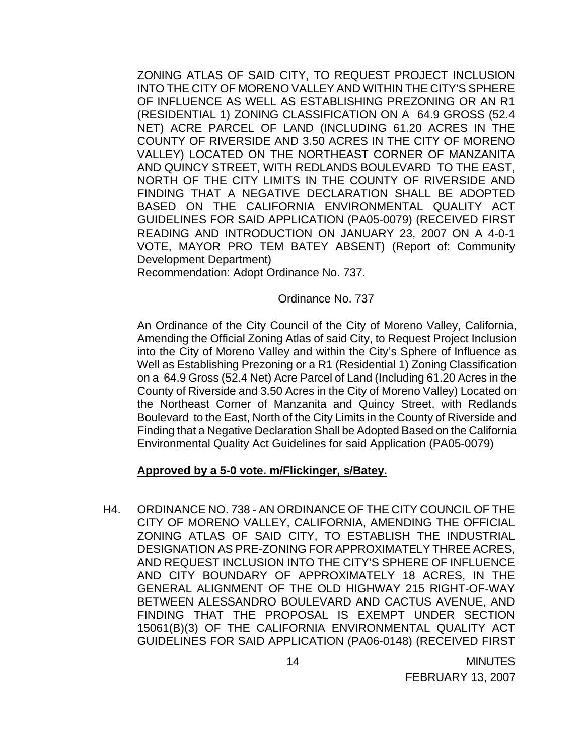ZONING ATLAS OF SAID CITY, TO REQUEST PROJECT INCLUSION INTO THE CITY OF MORENO VALLEY AND WITHIN THE CITY'S SPHERE OF INFLUENCE AS WELL AS ESTABLISHING PREZONING OR AN R1 (RESIDENTIAL 1) ZONING CLASSIFICATION ON A 64.9 GROSS (52.4 NET) ACRE PARCEL OF LAND (INCLUDING 61.20 ACRES IN THE COUNTY OF RIVERSIDE AND 3.50 ACRES IN THE CITY OF MORENO VALLEY) LOCATED ON THE NORTHEAST CORNER OF MANZANITA AND QUINCY STREET, WITH REDLANDS BOULEVARD TO THE EAST, NORTH OF THE CITY LIMITS IN THE COUNTY OF RIVERSIDE AND FINDING THAT A NEGATIVE DECLARATION SHALL BE ADOPTED BASED ON THE CALIFORNIA ENVIRONMENTAL QUALITY ACT GUIDELINES FOR SAID APPLICATION (PA05-0079) (RECEIVED FIRST READING AND INTRODUCTION ON JANUARY 23, 2007 ON A 4-0-1 VOTE, MAYOR PRO TEM BATEY ABSENT) (Report of: Community Development Department)

Recommendation: Adopt Ordinance No. 737.

Ordinance No. 737

An Ordinance of the City Council of the City of Moreno Valley, California, Amending the Official Zoning Atlas of said City, to Request Project Inclusion into the City of Moreno Valley and within the City's Sphere of Influence as Well as Establishing Prezoning or a R1 (Residential 1) Zoning Classification on a 64.9 Gross (52.4 Net) Acre Parcel of Land (Including 61.20 Acres in the County of Riverside and 3.50 Acres in the City of Moreno Valley) Located on the Northeast Corner of Manzanita and Quincy Street, with Redlands Boulevard to the East, North of the City Limits in the County of Riverside and Finding that a Negative Declaration Shall be Adopted Based on the California Environmental Quality Act Guidelines for said Application (PA05-0079)

**Approved by a 5-0 vote. m/Flickinger, s/Batey.**

H4. ORDINANCE NO. 738 - AN ORDINANCE OF THE CITY COUNCIL OF THE CITY OF MORENO VALLEY, CALIFORNIA, AMENDING THE OFFICIAL ZONING ATLAS OF SAID CITY, TO ESTABLISH THE INDUSTRIAL DESIGNATION AS PRE-ZONING FOR APPROXIMATELY THREE ACRES, AND REQUEST INCLUSION INTO THE CITY'S SPHERE OF INFLUENCE AND CITY BOUNDARY OF APPROXIMATELY 18 ACRES, IN THE GENERAL ALIGNMENT OF THE OLD HIGHWAY 215 RIGHT-OF-WAY BETWEEN ALESSANDRO BOULEVARD AND CACTUS AVENUE, AND FINDING THAT THE PROPOSAL IS EXEMPT UNDER SECTION 15061(B)(3) OF THE CALIFORNIA ENVIRONMENTAL QUALITY ACT GUIDELINES FOR SAID APPLICATION (PA06-0148) (RECEIVED FIRST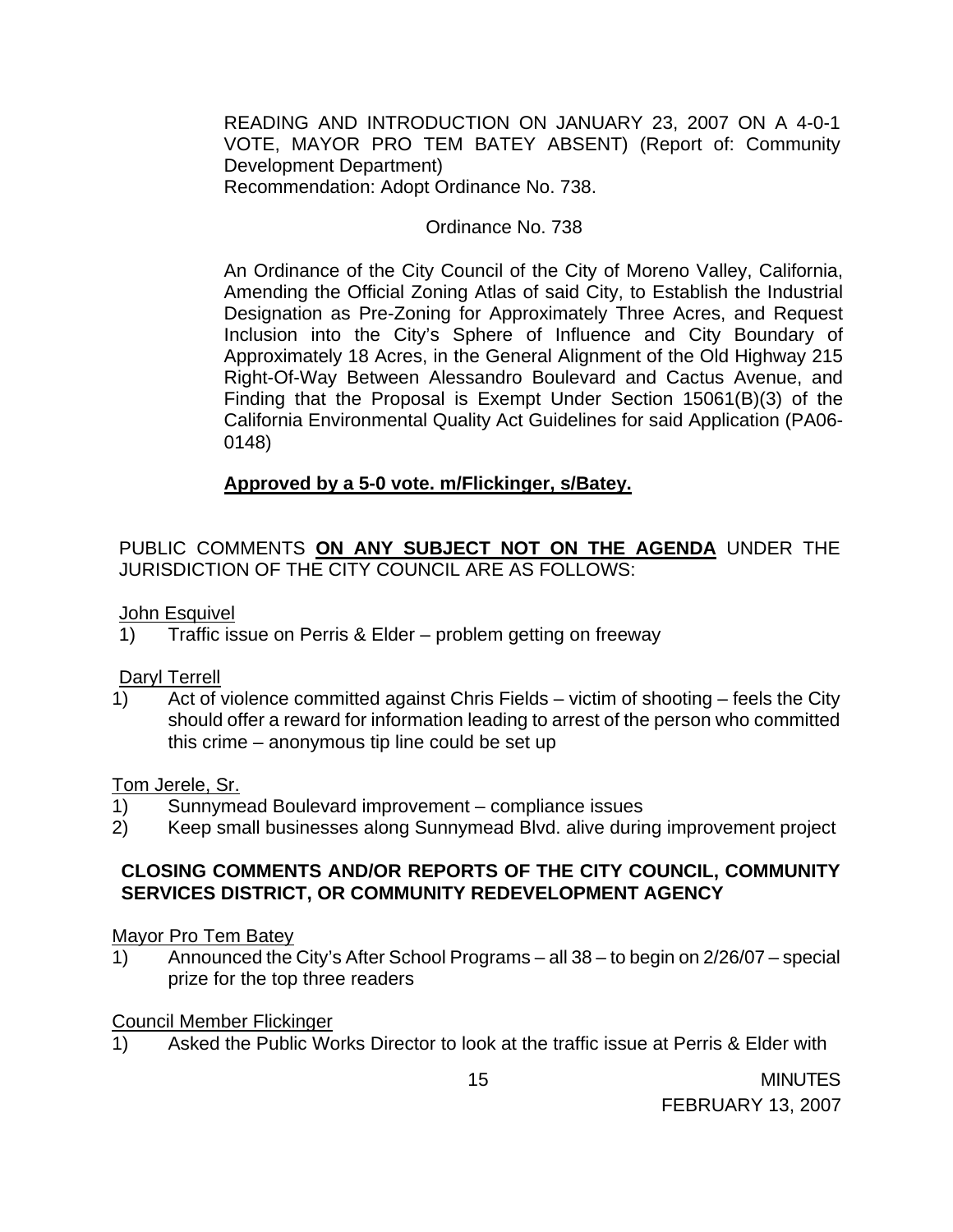READING AND INTRODUCTION ON JANUARY 23, 2007 ON A 4-0-1 VOTE, MAYOR PRO TEM BATEY ABSENT) (Report of: Community Development Department)
Recommendation: Adopt Ordinance No. 738.

Ordinance No. 738

An Ordinance of the City Council of the City of Moreno Valley, California, Amending the Official Zoning Atlas of said City, to Establish the Industrial Designation as Pre-Zoning for Approximately Three Acres, and Request Inclusion into the City's Sphere of Influence and City Boundary of Approximately 18 Acres, in the General Alignment of the Old Highway 215 Right-Of-Way Between Alessandro Boulevard and Cactus Avenue, and Finding that the Proposal is Exempt Under Section 15061(B)(3) of the California Environmental Quality Act Guidelines for said Application (PA06-0148)

**Approved by a 5-0 vote. m/Flickinger, s/Batey.**

PUBLIC COMMENTS **ON ANY SUBJECT NOT ON THE AGENDA** UNDER THE JURISDICTION OF THE CITY COUNCIL ARE AS FOLLOWS:

John Esquivel

1) Traffic issue on Perris & Elder – problem getting on freeway

Daryl Terrell

1) Act of violence committed against Chris Fields – victim of shooting – feels the City should offer a reward for information leading to arrest of the person who committed this crime – anonymous tip line could be set up

Tom Jerele, Sr.

1) Sunnymead Boulevard improvement – compliance issues
2) Keep small businesses along Sunnymead Blvd. alive during improvement project

**CLOSING COMMENTS AND/OR REPORTS OF THE CITY COUNCIL, COMMUNITY SERVICES DISTRICT, OR COMMUNITY REDEVELOPMENT AGENCY**

Mayor Pro Tem Batey

1) Announced the City's After School Programs – all 38 – to begin on 2/26/07 – special prize for the top three readers

Council Member Flickinger

1) Asked the Public Works Director to look at the traffic issue at Perris & Elder with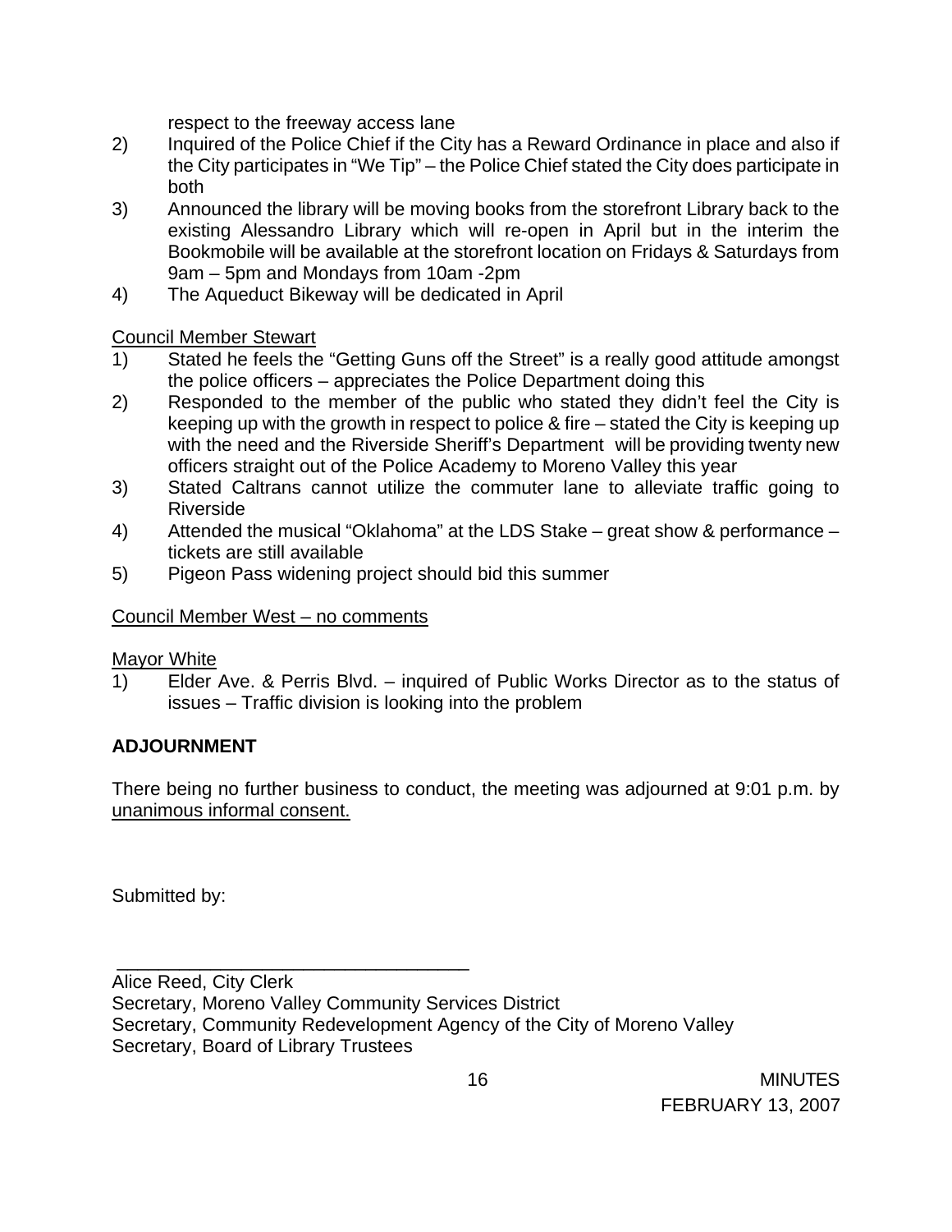respect to the freeway access lane

2) Inquired of the Police Chief if the City has a Reward Ordinance in place and also if the City participates in "We Tip" – the Police Chief stated the City does participate in both
3) Announced the library will be moving books from the storefront Library back to the existing Alessandro Library which will re-open in April but in the interim the Bookmobile will be available at the storefront location on Fridays & Saturdays from 9am – 5pm and Mondays from 10am -2pm
4) The Aqueduct Bikeway will be dedicated in April

<u>Council Member Stewart</u>

1) Stated he feels the "Getting Guns off the Street" is a really good attitude amongst the police officers – appreciates the Police Department doing this
2) Responded to the member of the public who stated they didn't feel the City is keeping up with the growth in respect to police & fire – stated the City is keeping up with the need and the Riverside Sheriff's Department will be providing twenty new officers straight out of the Police Academy to Moreno Valley this year
3) Stated Caltrans cannot utilize the commuter lane to alleviate traffic going to Riverside
4) Attended the musical "Oklahoma" at the LDS Stake – great show & performance – tickets are still available
5) Pigeon Pass widening project should bid this summer

<u>Council Member West – no comments</u>

<u>Mayor White</u>

1) Elder Ave. & Perris Blvd. – inquired of Public Works Director as to the status of issues – Traffic division is looking into the problem

**ADJOURNMENT**

There being no further business to conduct, the meeting was adjourned at 9:01 p.m. by <u>unanimous informal consent.</u>

Submitted by:

\_\_\_\_\_\_\_\_\_\_\_\_\_\_\_\_\_\_\_\_\_\_\_\_\_\_\_\_\_\_\_\_\_\_\_

Alice Reed, City Clerk
Secretary, Moreno Valley Community Services District
Secretary, Community Redevelopment Agency of the City of Moreno Valley
Secretary, Board of Library Trustees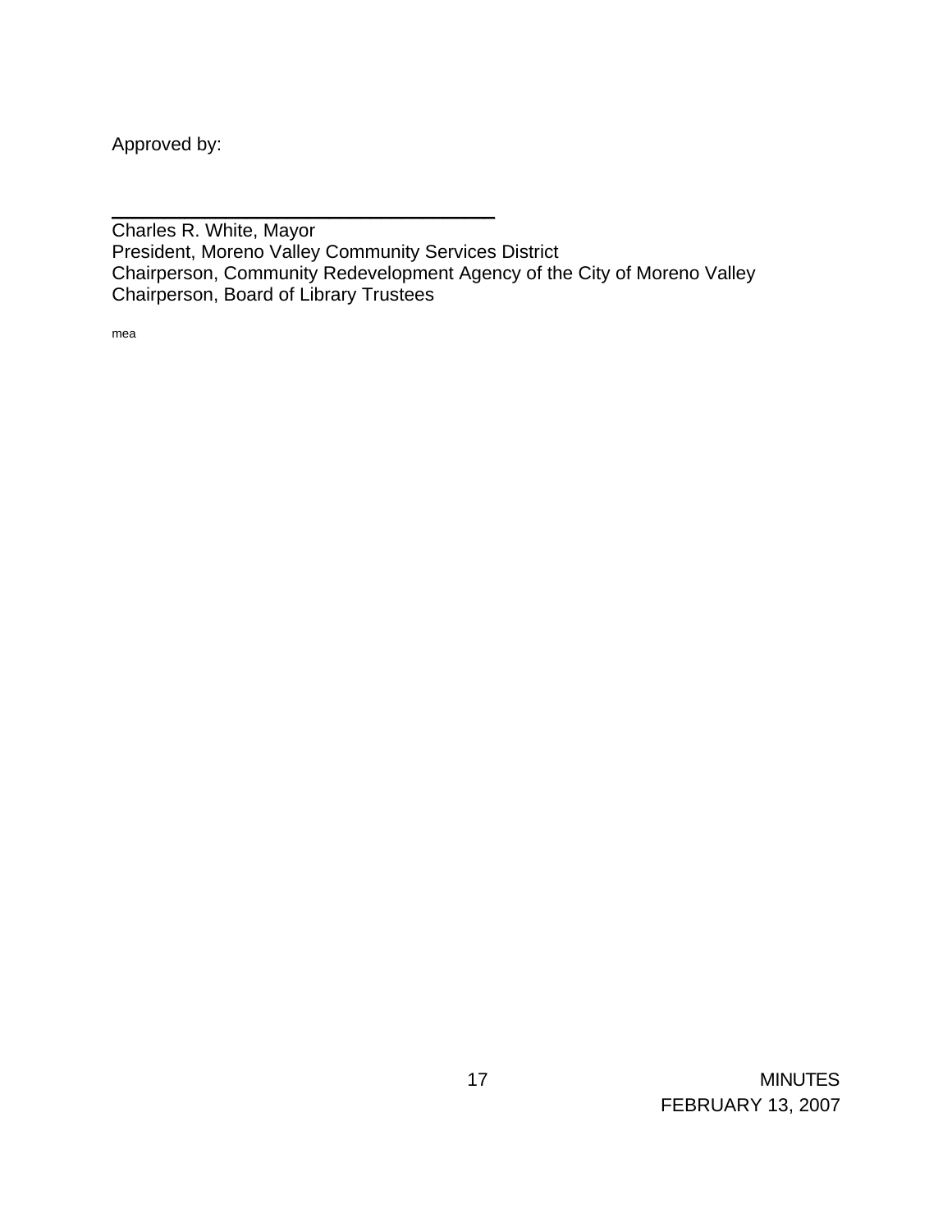Approved by:

\_\_\_\_\_\_\_\_\_\_\_\_\_\_\_\_\_\_\_\_\_\_\_\_\_\_\_\_\_\_\_\_\_\_\_\_\_\_\_\_

Charles R. White, Mayor
President, Moreno Valley Community Services District
Chairperson, Community Redevelopment Agency of the City of Moreno Valley
Chairperson, Board of Library Trustees

mea